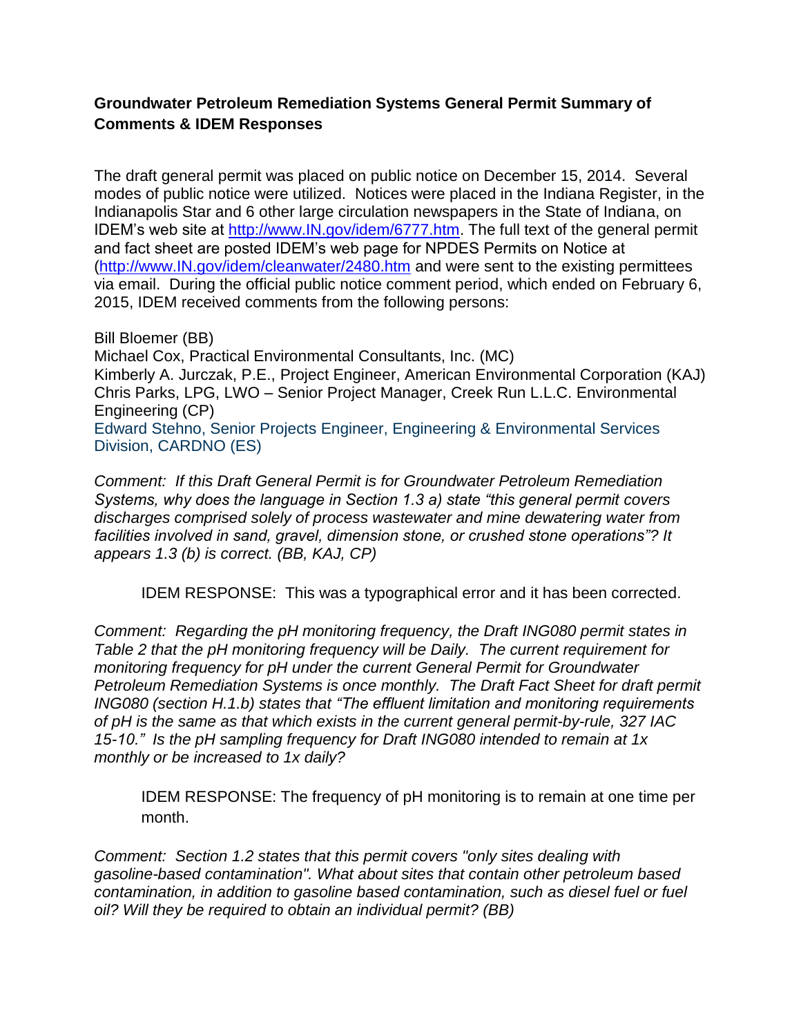**Groundwater Petroleum Remediation Systems General Permit Summary of Comments & IDEM Responses**

The draft general permit was placed on public notice on December 15, 2014. Several modes of public notice were utilized. Notices were placed in the Indiana Register, in the Indianapolis Star and 6 other large circulation newspapers in the State of Indiana, on IDEM's web site at http://www.IN.gov/idem/6777.htm. The full text of the general permit and fact sheet are posted IDEM's web page for NPDES Permits on Notice at (http://www.IN.gov/idem/cleanwater/2480.htm and were sent to the existing permittees via email. During the official public notice comment period, which ended on February 6, 2015, IDEM received comments from the following persons:

Bill Bloemer (BB)
Michael Cox, Practical Environmental Consultants, Inc. (MC)
Kimberly A. Jurczak, P.E., Project Engineer, American Environmental Corporation (KAJ)
Chris Parks, LPG, LWO – Senior Project Manager, Creek Run L.L.C. Environmental Engineering (CP)
Edward Stehno, Senior Projects Engineer, Engineering & Environmental Services Division, CARDNO (ES)

*Comment: If this Draft General Permit is for Groundwater Petroleum Remediation Systems, why does the language in Section 1.3 a) state "this general permit covers discharges comprised solely of process wastewater and mine dewatering water from facilities involved in sand, gravel, dimension stone, or crushed stone operations"? It appears 1.3 (b) is correct. (BB, KAJ, CP)*

> IDEM RESPONSE: This was a typographical error and it has been corrected.

*Comment: Regarding the pH monitoring frequency, the Draft ING080 permit states in Table 2 that the pH monitoring frequency will be Daily. The current requirement for monitoring frequency for pH under the current General Permit for Groundwater Petroleum Remediation Systems is once monthly. The Draft Fact Sheet for draft permit ING080 (section H.1.b) states that "The effluent limitation and monitoring requirements of pH is the same as that which exists in the current general permit-by-rule, 327 IAC 15-10." Is the pH sampling frequency for Draft ING080 intended to remain at 1x monthly or be increased to 1x daily?*

> IDEM RESPONSE: The frequency of pH monitoring is to remain at one time per month.

*Comment: Section 1.2 states that this permit covers "only sites dealing with gasoline-based contamination". What about sites that contain other petroleum based contamination, in addition to gasoline based contamination, such as diesel fuel or fuel oil? Will they be required to obtain an individual permit? (BB)*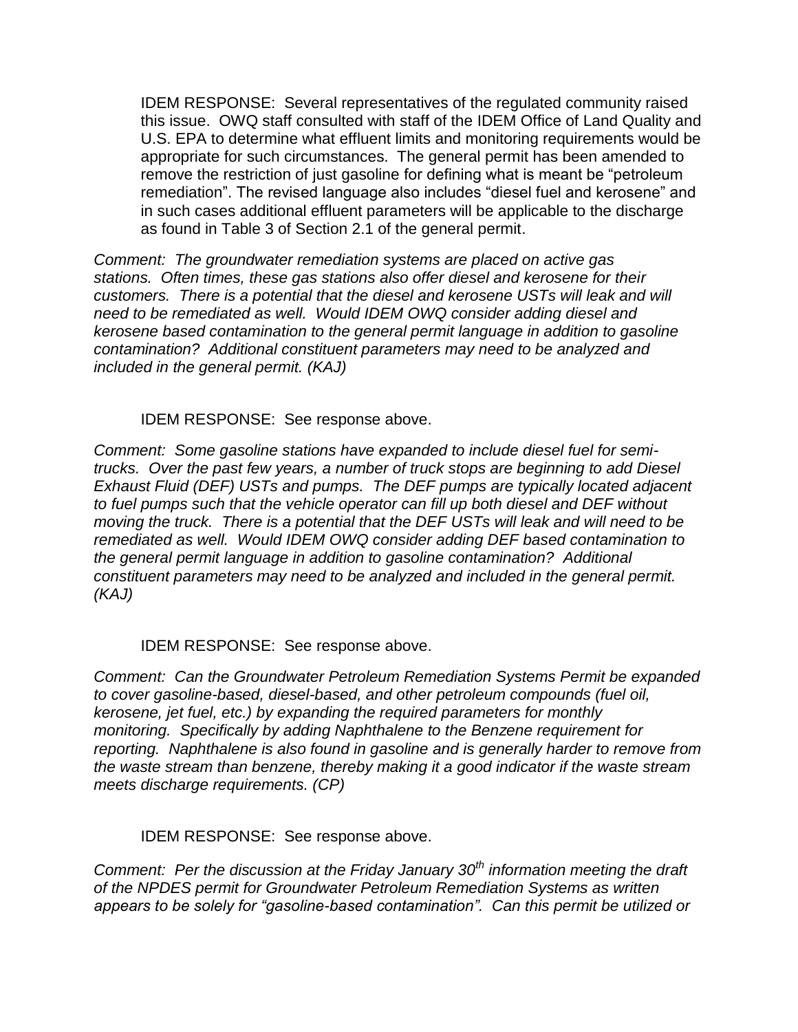IDEM RESPONSE: Several representatives of the regulated community raised this issue. OWQ staff consulted with staff of the IDEM Office of Land Quality and U.S. EPA to determine what effluent limits and monitoring requirements would be appropriate for such circumstances. The general permit has been amended to remove the restriction of just gasoline for defining what is meant be "petroleum remediation". The revised language also includes "diesel fuel and kerosene" and in such cases additional effluent parameters will be applicable to the discharge as found in Table 3 of Section 2.1 of the general permit.

*Comment: The groundwater remediation systems are placed on active gas stations. Often times, these gas stations also offer diesel and kerosene for their customers. There is a potential that the diesel and kerosene USTs will leak and will need to be remediated as well. Would IDEM OWQ consider adding diesel and kerosene based contamination to the general permit language in addition to gasoline contamination? Additional constituent parameters may need to be analyzed and included in the general permit. (KAJ)*

IDEM RESPONSE: See response above.

*Comment: Some gasoline stations have expanded to include diesel fuel for semi-trucks. Over the past few years, a number of truck stops are beginning to add Diesel Exhaust Fluid (DEF) USTs and pumps. The DEF pumps are typically located adjacent to fuel pumps such that the vehicle operator can fill up both diesel and DEF without moving the truck. There is a potential that the DEF USTs will leak and will need to be remediated as well. Would IDEM OWQ consider adding DEF based contamination to the general permit language in addition to gasoline contamination? Additional constituent parameters may need to be analyzed and included in the general permit. (KAJ)*

IDEM RESPONSE: See response above.

*Comment: Can the Groundwater Petroleum Remediation Systems Permit be expanded to cover gasoline-based, diesel-based, and other petroleum compounds (fuel oil, kerosene, jet fuel, etc.) by expanding the required parameters for monthly monitoring. Specifically by adding Naphthalene to the Benzene requirement for reporting. Naphthalene is also found in gasoline and is generally harder to remove from the waste stream than benzene, thereby making it a good indicator if the waste stream meets discharge requirements. (CP)*

IDEM RESPONSE: See response above.

*Comment: Per the discussion at the Friday January 30th information meeting the draft of the NPDES permit for Groundwater Petroleum Remediation Systems as written appears to be solely for "gasoline-based contamination". Can this permit be utilized or*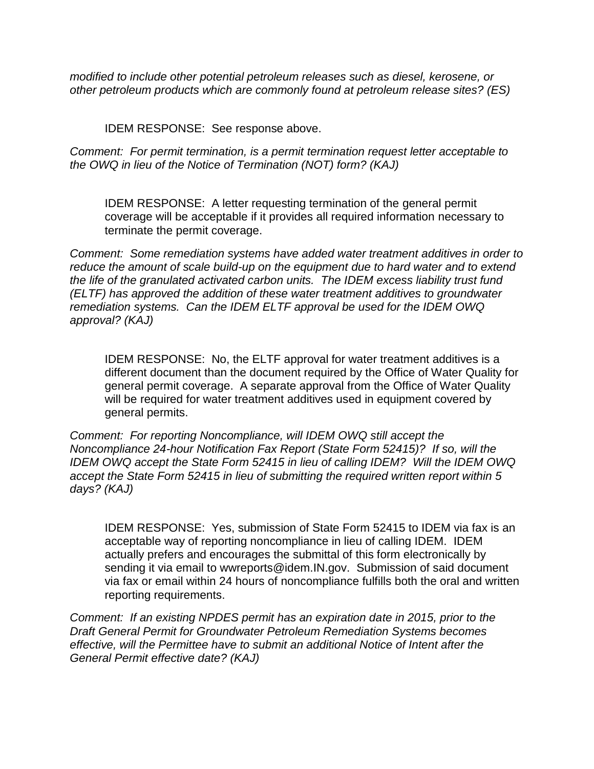*modified to include other potential petroleum releases such as diesel, kerosene, or other petroleum products which are commonly found at petroleum release sites? (ES)*

IDEM RESPONSE: See response above.

*Comment: For permit termination, is a permit termination request letter acceptable to the OWQ in lieu of the Notice of Termination (NOT) form? (KAJ)*

IDEM RESPONSE: A letter requesting termination of the general permit coverage will be acceptable if it provides all required information necessary to terminate the permit coverage.

*Comment: Some remediation systems have added water treatment additives in order to reduce the amount of scale build-up on the equipment due to hard water and to extend the life of the granulated activated carbon units. The IDEM excess liability trust fund (ELTF) has approved the addition of these water treatment additives to groundwater remediation systems. Can the IDEM ELTF approval be used for the IDEM OWQ approval? (KAJ)*

IDEM RESPONSE: No, the ELTF approval for water treatment additives is a different document than the document required by the Office of Water Quality for general permit coverage. A separate approval from the Office of Water Quality will be required for water treatment additives used in equipment covered by general permits.

*Comment: For reporting Noncompliance, will IDEM OWQ still accept the Noncompliance 24-hour Notification Fax Report (State Form 52415)? If so, will the IDEM OWQ accept the State Form 52415 in lieu of calling IDEM? Will the IDEM OWQ accept the State Form 52415 in lieu of submitting the required written report within 5 days? (KAJ)*

IDEM RESPONSE: Yes, submission of State Form 52415 to IDEM via fax is an acceptable way of reporting noncompliance in lieu of calling IDEM. IDEM actually prefers and encourages the submittal of this form electronically by sending it via email to wwreports@idem.IN.gov. Submission of said document via fax or email within 24 hours of noncompliance fulfills both the oral and written reporting requirements.

*Comment: If an existing NPDES permit has an expiration date in 2015, prior to the Draft General Permit for Groundwater Petroleum Remediation Systems becomes effective, will the Permittee have to submit an additional Notice of Intent after the General Permit effective date? (KAJ)*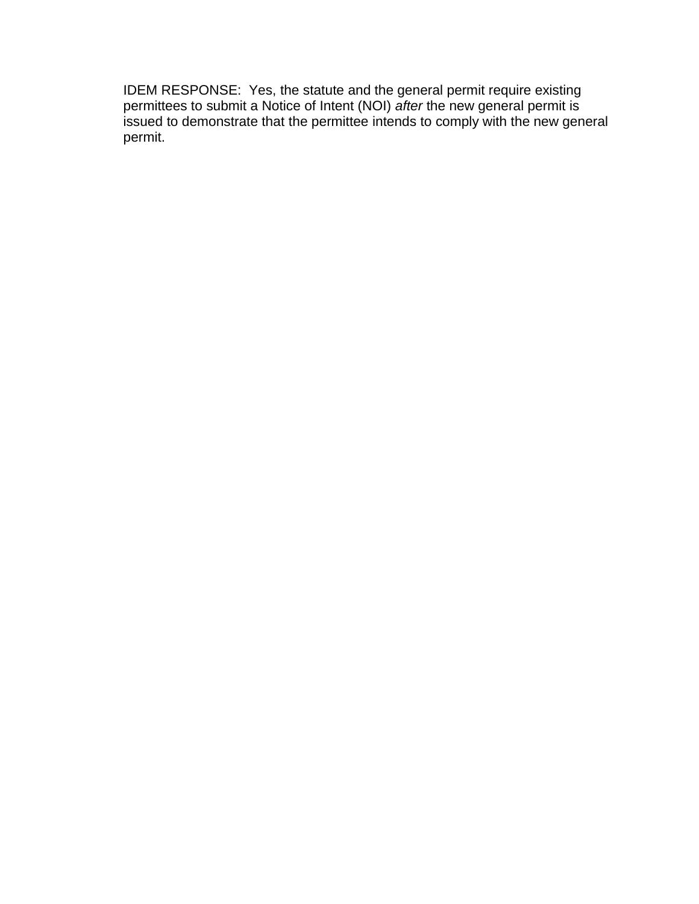IDEM RESPONSE: Yes, the statute and the general permit require existing permittees to submit a Notice of Intent (NOI) *after* the new general permit is issued to demonstrate that the permittee intends to comply with the new general permit.